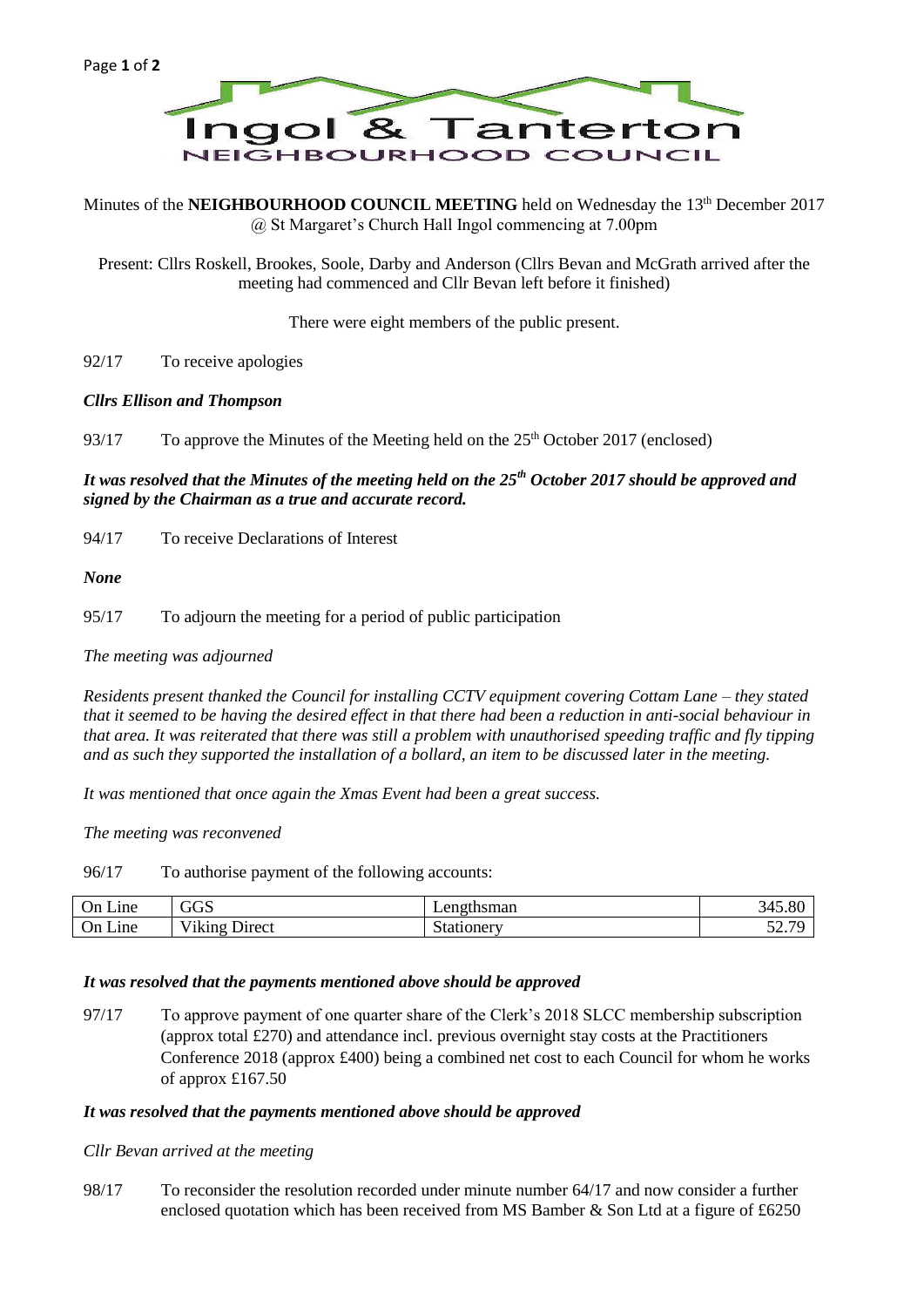# Ingol & Tanterton

## NEIGHBOURHOOD COUNCIL

Minutes of the **NEIGHBOURHOOD COUNCIL MEETING** held on Wednesday the 13th December 2017 @ St Margaret's Church Hall Ingol commencing at 7.00pm

Present: Cllrs Roskell, Brookes, Soole, Darby and Anderson (Cllrs Bevan and McGrath arrived after the meeting had commenced and Cllr Bevan left before it finished)

There were eight members of the public present.

92/17 To receive apologies

***Cllrs Ellison and Thompson***

93/17 To approve the Minutes of the Meeting held on the 25th October 2017 (enclosed)

***It was resolved that the Minutes of the meeting held on the 25th October 2017 should be approved and signed by the Chairman as a true and accurate record.***

94/17 To receive Declarations of Interest

***None***

95/17 To adjourn the meeting for a period of public participation

*The meeting was adjourned*

*Residents present thanked the Council for installing CCTV equipment covering Cottam Lane – they stated that it seemed to be having the desired effect in that there had been a reduction in anti-social behaviour in that area. It was reiterated that there was still a problem with unauthorised speeding traffic and fly tipping and as such they supported the installation of a bollard, an item to be discussed later in the meeting.*

*It was mentioned that once again the Xmas Event had been a great success.*

*The meeting was reconvened*

96/17 To authorise payment of the following accounts:

| | | | |
|---|---|---|---|
| On Line | GGS | Lengthsman | 345.80 |
| On Line | Viking Direct | Stationery | 52.79 |

***It was resolved that the payments mentioned above should be approved***

97/17 To approve payment of one quarter share of the Clerk's 2018 SLCC membership subscription (approx total £270) and attendance incl. previous overnight stay costs at the Practitioners Conference 2018 (approx £400) being a combined net cost to each Council for whom he works of approx £167.50

***It was resolved that the payments mentioned above should be approved***

*Cllr Bevan arrived at the meeting*

98/17 To reconsider the resolution recorded under minute number 64/17 and now consider a further enclosed quotation which has been received from MS Bamber & Son Ltd at a figure of £6250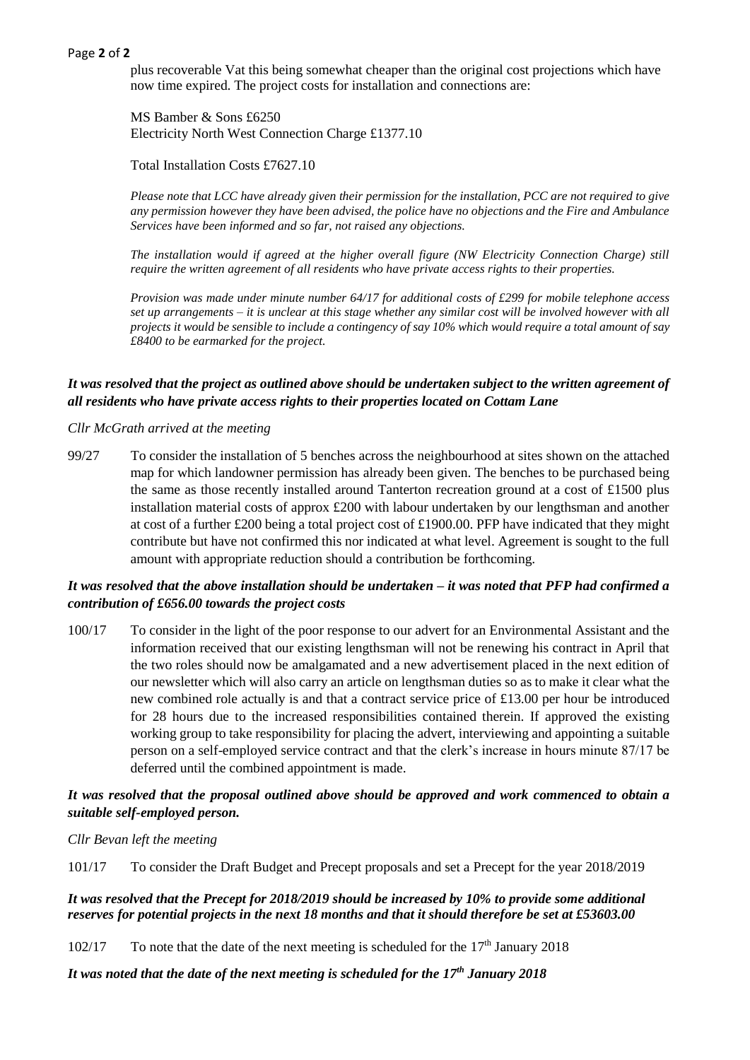plus recoverable Vat this being somewhat cheaper than the original cost projections which have now time expired. The project costs for installation and connections are:

MS Bamber & Sons £6250
Electricity North West Connection Charge £1377.10

Total Installation Costs £7627.10

*Please note that LCC have already given their permission for the installation, PCC are not required to give any permission however they have been advised, the police have no objections and the Fire and Ambulance Services have been informed and so far, not raised any objections.*

*The installation would if agreed at the higher overall figure (NW Electricity Connection Charge) still require the written agreement of all residents who have private access rights to their properties.*

*Provision was made under minute number 64/17 for additional costs of £299 for mobile telephone access set up arrangements – it is unclear at this stage whether any similar cost will be involved however with all projects it would be sensible to include a contingency of say 10% which would require a total amount of say £8400 to be earmarked for the project.*

***It was resolved that the project as outlined above should be undertaken subject to the written agreement of all residents who have private access rights to their properties located on Cottam Lane***

*Cllr McGrath arrived at the meeting*

99/27 To consider the installation of 5 benches across the neighbourhood at sites shown on the attached map for which landowner permission has already been given. The benches to be purchased being the same as those recently installed around Tanterton recreation ground at a cost of £1500 plus installation material costs of approx £200 with labour undertaken by our lengthsman and another at cost of a further £200 being a total project cost of £1900.00. PFP have indicated that they might contribute but have not confirmed this nor indicated at what level. Agreement is sought to the full amount with appropriate reduction should a contribution be forthcoming.

***It was resolved that the above installation should be undertaken – it was noted that PFP had confirmed a contribution of £656.00 towards the project costs***

100/17 To consider in the light of the poor response to our advert for an Environmental Assistant and the information received that our existing lengthsman will not be renewing his contract in April that the two roles should now be amalgamated and a new advertisement placed in the next edition of our newsletter which will also carry an article on lengthsman duties so as to make it clear what the new combined role actually is and that a contract service price of £13.00 per hour be introduced for 28 hours due to the increased responsibilities contained therein. If approved the existing working group to take responsibility for placing the advert, interviewing and appointing a suitable person on a self-employed service contract and that the clerk's increase in hours minute 87/17 be deferred until the combined appointment is made.

***It was resolved that the proposal outlined above should be approved and work commenced to obtain a suitable self-employed person.***

*Cllr Bevan left the meeting*

101/17 To consider the Draft Budget and Precept proposals and set a Precept for the year 2018/2019

***It was resolved that the Precept for 2018/2019 should be increased by 10% to provide some additional reserves for potential projects in the next 18 months and that it should therefore be set at £53603.00***

102/17 To note that the date of the next meeting is scheduled for the 17th January 2018

***It was noted that the date of the next meeting is scheduled for the 17th January 2018***